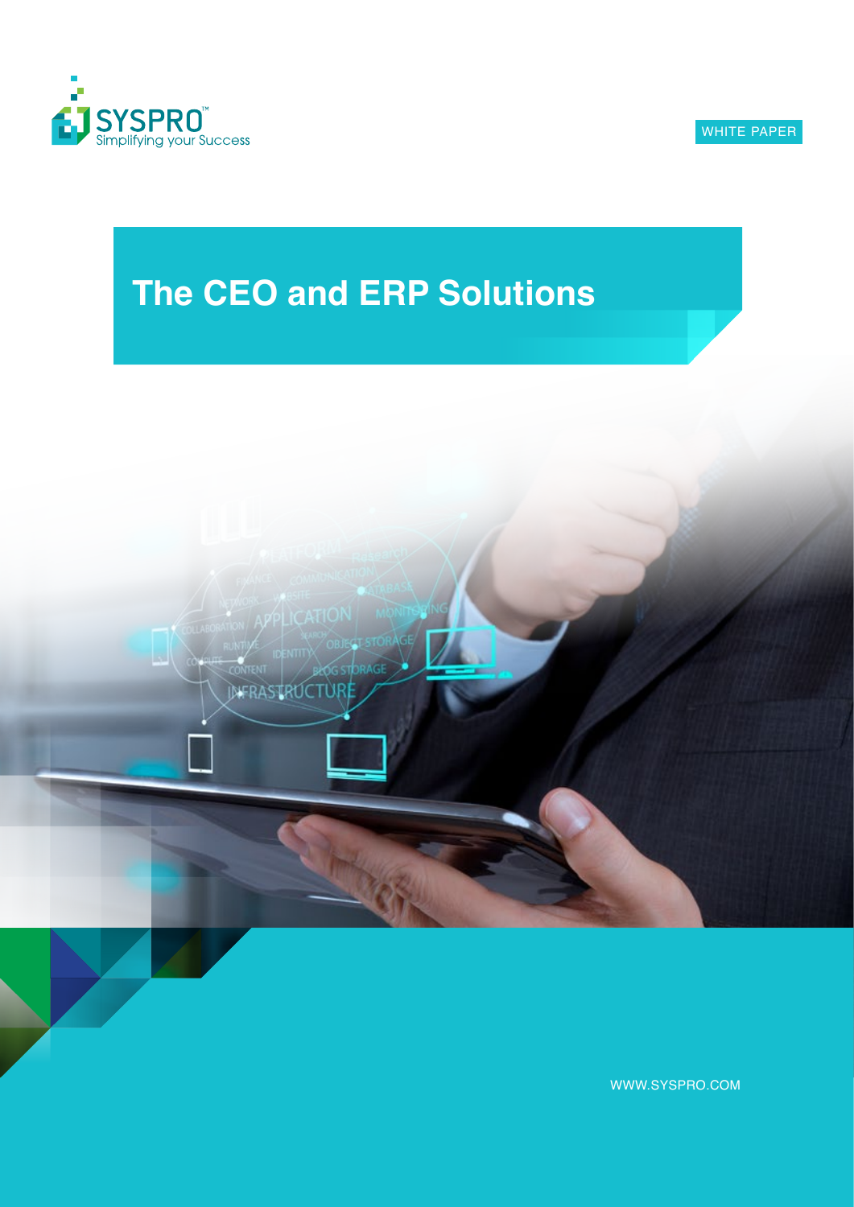SYSPRO™
Simplifying your Success

WHITE PAPER

# The CEO and ERP Solutions

WWW.SYSPRO.COM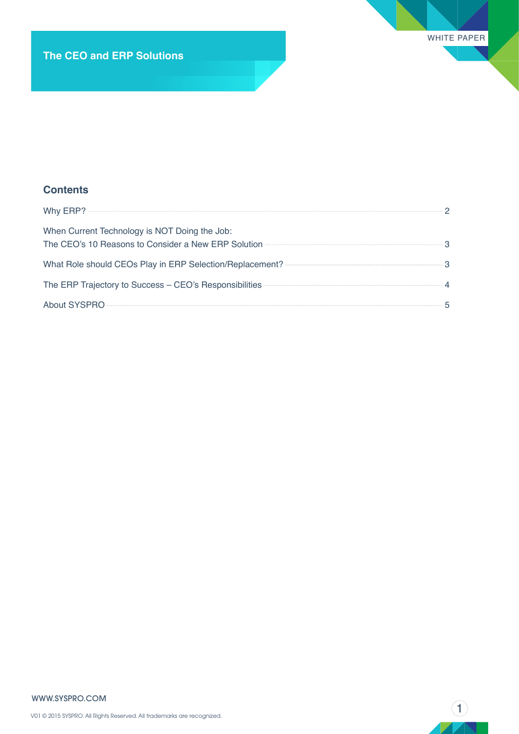# The CEO and ERP Solutions

WHITE PAPER

## Contents

Why ERP? ........ 2

When Current Technology is NOT Doing the Job:
The CEO's 10 Reasons to Consider a New ERP Solution ........ 3

What Role should CEOs Play in ERP Selection/Replacement? ........ 3

The ERP Trajectory to Success – CEO's Responsibilities ........ 4

About SYSPRO ........ 5

WWW.SYSPRO.COM

V01 © 2015 SYSPRO. All Rights Reserved. All trademarks are recognized.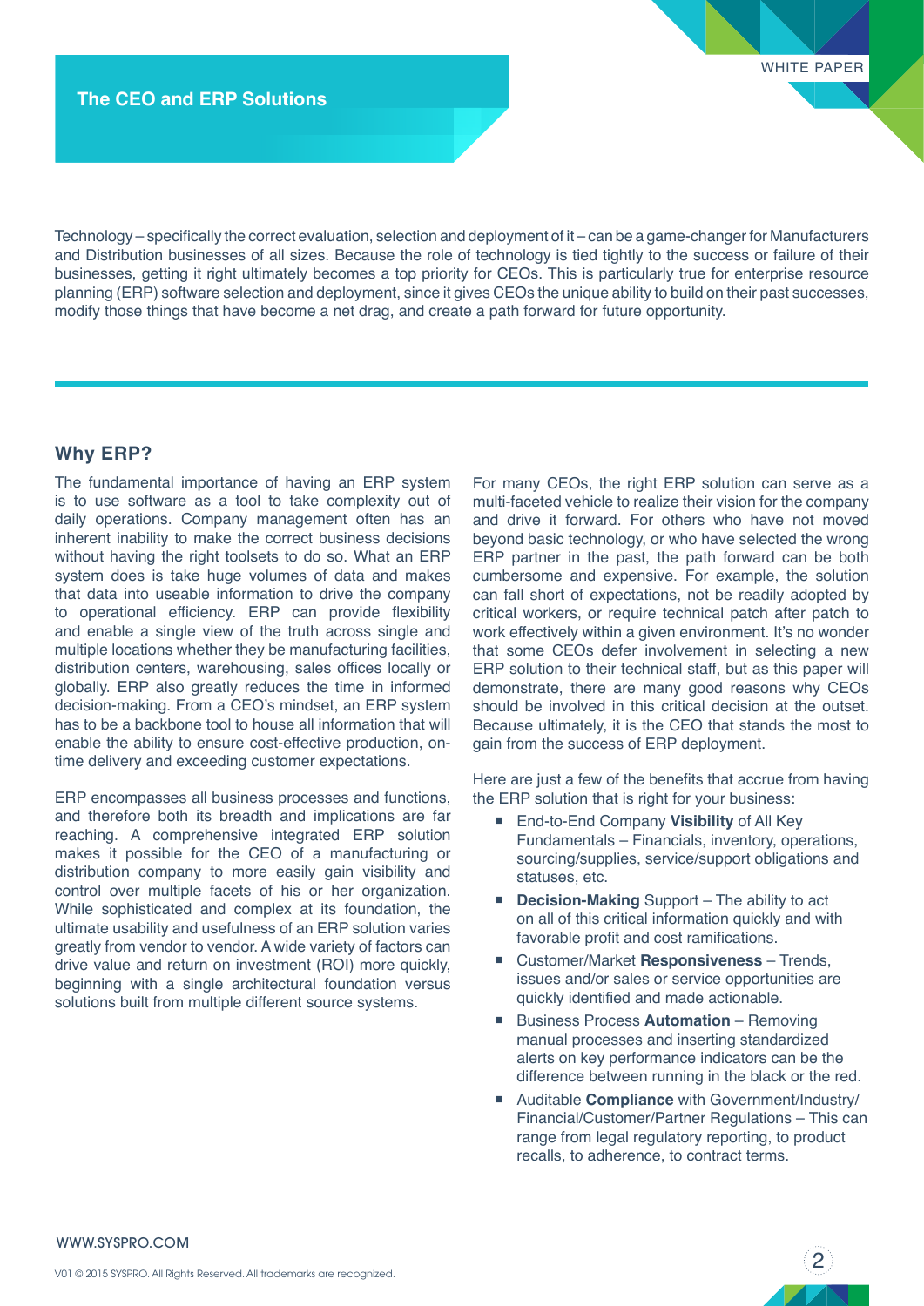## The CEO and ERP Solutions

Technology – specifically the correct evaluation, selection and deployment of it – can be a game-changer for Manufacturers and Distribution businesses of all sizes. Because the role of technology is tied tightly to the success or failure of their businesses, getting it right ultimately becomes a top priority for CEOs. This is particularly true for enterprise resource planning (ERP) software selection and deployment, since it gives CEOs the unique ability to build on their past successes, modify those things that have become a net drag, and create a path forward for future opportunity.

### Why ERP?

The fundamental importance of having an ERP system is to use software as a tool to take complexity out of daily operations. Company management often has an inherent inability to make the correct business decisions without having the right toolsets to do so. What an ERP system does is take huge volumes of data and makes that data into useable information to drive the company to operational efficiency. ERP can provide flexibility and enable a single view of the truth across single and multiple locations whether they be manufacturing facilities, distribution centers, warehousing, sales offices locally or globally. ERP also greatly reduces the time in informed decision-making. From a CEO's mindset, an ERP system has to be a backbone tool to house all information that will enable the ability to ensure cost-effective production, on-time delivery and exceeding customer expectations.

ERP encompasses all business processes and functions, and therefore both its breadth and implications are far reaching. A comprehensive integrated ERP solution makes it possible for the CEO of a manufacturing or distribution company to more easily gain visibility and control over multiple facets of his or her organization. While sophisticated and complex at its foundation, the ultimate usability and usefulness of an ERP solution varies greatly from vendor to vendor. A wide variety of factors can drive value and return on investment (ROI) more quickly, beginning with a single architectural foundation versus solutions built from multiple different source systems.

For many CEOs, the right ERP solution can serve as a multi-faceted vehicle to realize their vision for the company and drive it forward. For others who have not moved beyond basic technology, or who have selected the wrong ERP partner in the past, the path forward can be both cumbersome and expensive. For example, the solution can fall short of expectations, not be readily adopted by critical workers, or require technical patch after patch to work effectively within a given environment. It's no wonder that some CEOs defer involvement in selecting a new ERP solution to their technical staff, but as this paper will demonstrate, there are many good reasons why CEOs should be involved in this critical decision at the outset. Because ultimately, it is the CEO that stands the most to gain from the success of ERP deployment.

Here are just a few of the benefits that accrue from having the ERP solution that is right for your business:

- End-to-End Company **Visibility** of All Key Fundamentals – Financials, inventory, operations, sourcing/supplies, service/support obligations and statuses, etc.
- **Decision-Making** Support – The ability to act on all of this critical information quickly and with favorable profit and cost ramifications.
- Customer/Market **Responsiveness** – Trends, issues and/or sales or service opportunities are quickly identified and made actionable.
- Business Process **Automation** – Removing manual processes and inserting standardized alerts on key performance indicators can be the difference between running in the black or the red.
- Auditable **Compliance** with Government/Industry/Financial/Customer/Partner Regulations – This can range from legal regulatory reporting, to product recalls, to adherence, to contract terms.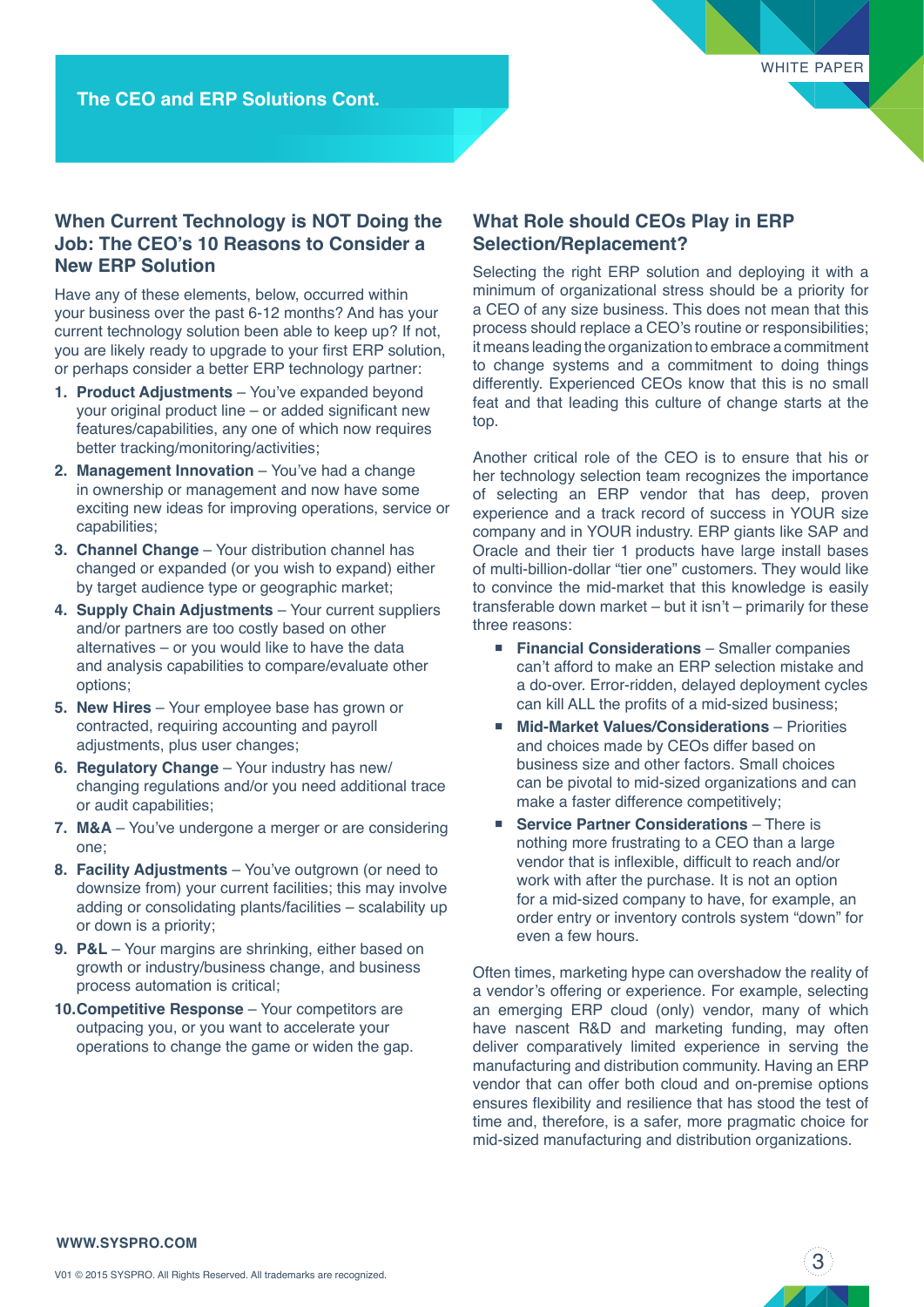## The CEO and ERP Solutions Cont.

### When Current Technology is NOT Doing the Job: The CEO's 10 Reasons to Consider a New ERP Solution

Have any of these elements, below, occurred within your business over the past 6-12 months? And has your current technology solution been able to keep up? If not, you are likely ready to upgrade to your first ERP solution, or perhaps consider a better ERP technology partner:

1. **Product Adjustments** – You've expanded beyond your original product line – or added significant new features/capabilities, any one of which now requires better tracking/monitoring/activities;
2. **Management Innovation** – You've had a change in ownership or management and now have some exciting new ideas for improving operations, service or capabilities;
3. **Channel Change** – Your distribution channel has changed or expanded (or you wish to expand) either by target audience type or geographic market;
4. **Supply Chain Adjustments** – Your current suppliers and/or partners are too costly based on other alternatives – or you would like to have the data and analysis capabilities to compare/evaluate other options;
5. **New Hires** – Your employee base has grown or contracted, requiring accounting and payroll adjustments, plus user changes;
6. **Regulatory Change** – Your industry has new/changing regulations and/or you need additional trace or audit capabilities;
7. **M&A** – You've undergone a merger or are considering one;
8. **Facility Adjustments** – You've outgrown (or need to downsize from) your current facilities; this may involve adding or consolidating plants/facilities – scalability up or down is a priority;
9. **P&L** – Your margins are shrinking, either based on growth or industry/business change, and business process automation is critical;
10. **Competitive Response** – Your competitors are outpacing you, or you want to accelerate your operations to change the game or widen the gap.

### What Role should CEOs Play in ERP Selection/Replacement?

Selecting the right ERP solution and deploying it with a minimum of organizational stress should be a priority for a CEO of any size business. This does not mean that this process should replace a CEO's routine or responsibilities; it means leading the organization to embrace a commitment to change systems and a commitment to doing things differently. Experienced CEOs know that this is no small feat and that leading this culture of change starts at the top.

Another critical role of the CEO is to ensure that his or her technology selection team recognizes the importance of selecting an ERP vendor that has deep, proven experience and a track record of success in YOUR size company and in YOUR industry. ERP giants like SAP and Oracle and their tier 1 products have large install bases of multi-billion-dollar "tier one" customers. They would like to convince the mid-market that this knowledge is easily transferable down market – but it isn't – primarily for these three reasons:

- **Financial Considerations** – Smaller companies can't afford to make an ERP selection mistake and a do-over. Error-ridden, delayed deployment cycles can kill ALL the profits of a mid-sized business;
- **Mid-Market Values/Considerations** – Priorities and choices made by CEOs differ based on business size and other factors. Small choices can be pivotal to mid-sized organizations and can make a faster difference competitively;
- **Service Partner Considerations** – There is nothing more frustrating to a CEO than a large vendor that is inflexible, difficult to reach and/or work with after the purchase. It is not an option for a mid-sized company to have, for example, an order entry or inventory controls system "down" for even a few hours.

Often times, marketing hype can overshadow the reality of a vendor's offering or experience. For example, selecting an emerging ERP cloud (only) vendor, many of which have nascent R&D and marketing funding, may often deliver comparatively limited experience in serving the manufacturing and distribution community. Having an ERP vendor that can offer both cloud and on-premise options ensures flexibility and resilience that has stood the test of time and, therefore, is a safer, more pragmatic choice for mid-sized manufacturing and distribution organizations.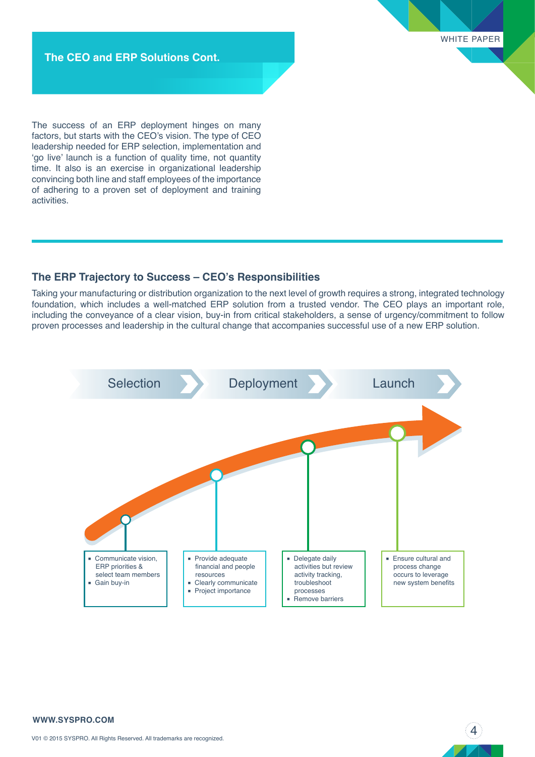## The CEO and ERP Solutions Cont.

The success of an ERP deployment hinges on many factors, but starts with the CEO's vision. The type of CEO leadership needed for ERP selection, implementation and 'go live' launch is a function of quality time, not quantity time. It also is an exercise in organizational leadership convincing both line and staff employees of the importance of adhering to a proven set of deployment and training activities.

### The ERP Trajectory to Success – CEO's Responsibilities

Taking your manufacturing or distribution organization to the next level of growth requires a strong, integrated technology foundation, which includes a well-matched ERP solution from a trusted vendor. The CEO plays an important role, including the conveyance of a clear vision, buy-in from critical stakeholders, a sense of urgency/commitment to follow proven processes and leadership in the cultural change that accompanies successful use of a new ERP solution.

Selection → Deployment → Launch

- Communicate vision, ERP priorities & select team members
- Gain buy-in

- Provide adequate financial and people resources
- Clearly communicate
- Project importance

- Delegate daily activities but review activity tracking, troubleshoot processes
- Remove barriers

- Ensure cultural and process change occurs to leverage new system benefits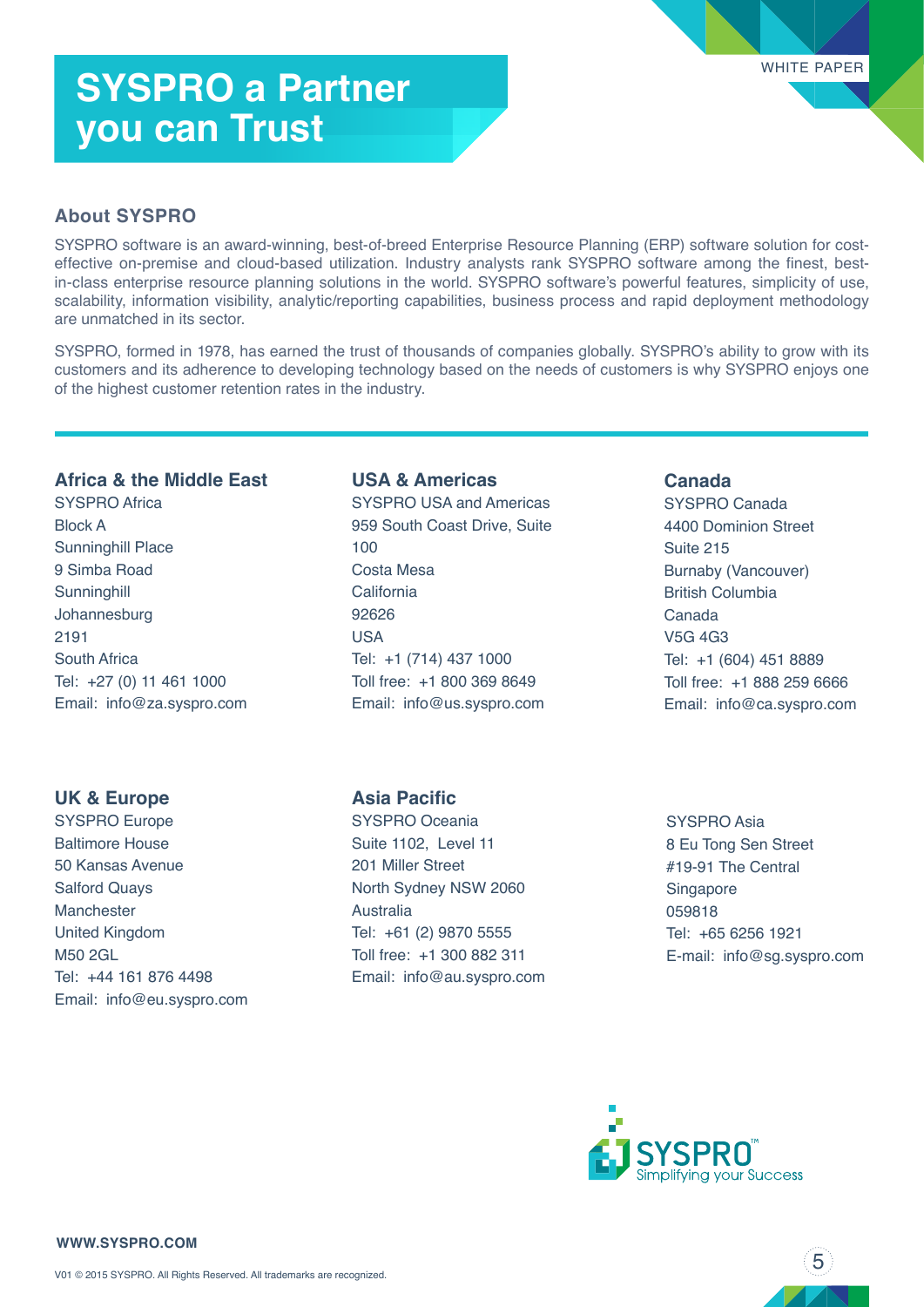# SYSPRO a Partner you can Trust

WHITE PAPER

## About SYSPRO

SYSPRO software is an award-winning, best-of-breed Enterprise Resource Planning (ERP) software solution for cost-effective on-premise and cloud-based utilization. Industry analysts rank SYSPRO software among the finest, best-in-class enterprise resource planning solutions in the world. SYSPRO software's powerful features, simplicity of use, scalability, information visibility, analytic/reporting capabilities, business process and rapid deployment methodology are unmatched in its sector.

SYSPRO, formed in 1978, has earned the trust of thousands of companies globally. SYSPRO's ability to grow with its customers and its adherence to developing technology based on the needs of customers is why SYSPRO enjoys one of the highest customer retention rates in the industry.

### Africa & the Middle East

SYSPRO Africa
Block A
Sunninghill Place
9 Simba Road
Sunninghill
Johannesburg
2191
South Africa
Tel: +27 (0) 11 461 1000
Email: info@za.syspro.com

### USA & Americas

SYSPRO USA and Americas
959 South Coast Drive, Suite 100
Costa Mesa
California
92626
USA
Tel: +1 (714) 437 1000
Toll free: +1 800 369 8649
Email: info@us.syspro.com

### Canada

SYSPRO Canada
4400 Dominion Street
Suite 215
Burnaby (Vancouver)
British Columbia
Canada
V5G 4G3
Tel: +1 (604) 451 8889
Toll free: +1 888 259 6666
Email: info@ca.syspro.com

### UK & Europe

SYSPRO Europe
Baltimore House
50 Kansas Avenue
Salford Quays
Manchester
United Kingdom
M50 2GL
Tel: +44 161 876 4498
Email: info@eu.syspro.com

### Asia Pacific

SYSPRO Oceania
Suite 1102, Level 11
201 Miller Street
North Sydney NSW 2060
Australia
Tel: +61 (2) 9870 5555
Toll free: +1 300 882 311
Email: info@au.syspro.com

SYSPRO Asia
8 Eu Tong Sen Street
#19-91 The Central
Singapore
059818
Tel: +65 6256 1921
E-mail: info@sg.syspro.com

SYSPRO™ Simplifying your Success

**WWW.SYSPRO.COM**

V01 © 2015 SYSPRO. All Rights Reserved. All trademarks are recognized.